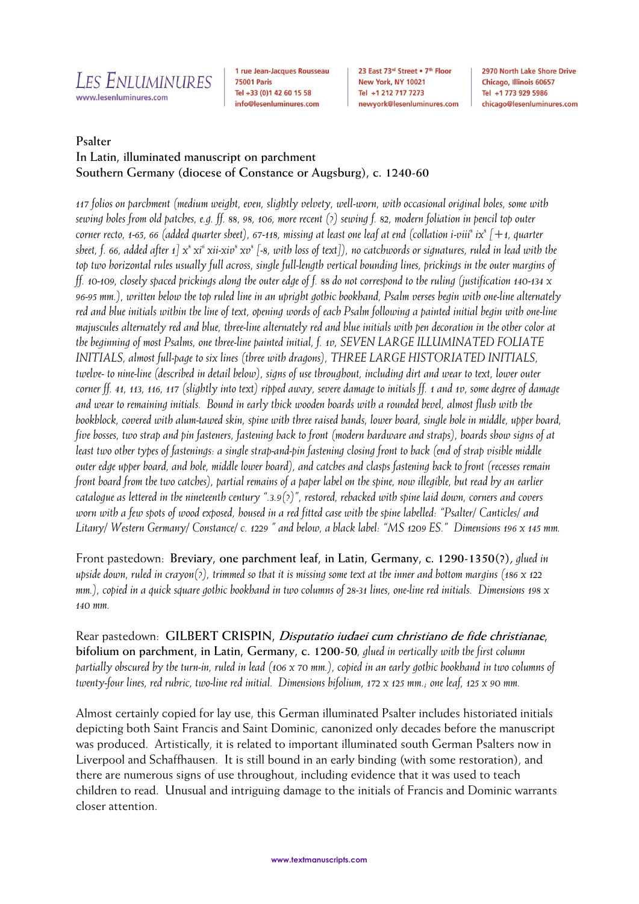**Psalter**
**In Latin, illuminated manuscript on parchment**
**Southern Germany (diocese of Constance or Augsburg), c. 1240-60**

*117 folios on parchment (medium weight, even, slightly velvety, well-worn, with occasional original holes, some with sewing holes from old patches, e.g. ff. 88, 98, 106, more recent (?) sewing f. 82, modern foliation in pencil top outer corner recto, 1-65, 66 (added quarter sheet), 67-118, missing at least one leaf at end (collation i-viii$^8$ ix$^8$ [+1, quarter sheet, f. 66, added after 1] x$^8$ xi$^6$ xii-xiv$^8$ xv$^8$ [-8, with loss of text]), no catchwords or signatures, ruled in lead with the top two horizontal rules usually full across, single full-length vertical bounding lines, prickings in the outer margins of ff. 10-109, closely spaced prickings along the outer edge of f. 88 do not correspond to the ruling (justification 140-134 x 96-95 mm.), written below the top ruled line in an upright gothic bookhand, Psalm verses begin with one-line alternately red and blue initials within the line of text, opening words of each Psalm following a painted initial begin with one-line majuscules alternately red and blue, three-line alternately red and blue initials with pen decoration in the other color at the beginning of most Psalms, one three-line painted initial, f. 1v, SEVEN LARGE ILLUMINATED FOLIATE INITIALS, almost full-page to six lines (three with dragons), THREE LARGE HISTORIATED INITIALS, twelve- to nine-line (described in detail below), signs of use throughout, including dirt and wear to text, lower outer corner ff. 41, 113, 116, 117 (slightly into text) ripped away, severe damage to initials ff. 1 and 1v, some degree of damage and wear to remaining initials. Bound in early thick wooden boards with a rounded bevel, almost flush with the bookblock, covered with alum-tawed skin, spine with three raised bands, lower board, single hole in middle, upper board, five bosses, two strap and pin fasteners, fastening back to front (modern hardware and straps), boards show signs of at least two other types of fastenings: a single strap-and-pin fastening closing front to back (end of strap visible middle outer edge upper board, and hole, middle lower board), and catches and clasps fastening back to front (recesses remain front board from the two catches), partial remains of a paper label on the spine, now illegible, but read by an earlier catalogue as lettered in the nineteenth century ".3.9(?)", restored, rebacked with spine laid down, corners and covers worn with a few spots of wood exposed, housed in a red fitted case with the spine labelled: "Psalter/ Canticles/ and Litany/ Western Germany/ Constance/ c. 1229 " and below, a black label: "MS 1209 ES." Dimensions 196 x 145 mm.*

Front pastedown: **Breviary, one parchment leaf, in Latin, Germany, c. 1290-1350(?)**, *glued in upside down, ruled in crayon(?), trimmed so that it is missing some text at the inner and bottom margins (186 x 122 mm.), copied in a quick square gothic bookhand in two columns of 28-31 lines, one-line red initials. Dimensions 198 x 140 mm.*

Rear pastedown: **GILBERT CRISPIN, *Disputatio iudaei cum christiano de fide christianae*, bifolium on parchment, in Latin, Germany, c. 1200-50**, *glued in vertically with the first column partially obscured by the turn-in, ruled in lead (106 x 70 mm.), copied in an early gothic bookhand in two columns of twenty-four lines, red rubric, two-line red initial. Dimensions bifolium, 172 x 125 mm.; one leaf, 125 x 90 mm.*

Almost certainly copied for lay use, this German illuminated Psalter includes historiated initials depicting both Saint Francis and Saint Dominic, canonized only decades before the manuscript was produced. Artistically, it is related to important illuminated south German Psalters now in Liverpool and Schaffhausen. It is still bound in an early binding (with some restoration), and there are numerous signs of use throughout, including evidence that it was used to teach children to read. Unusual and intriguing damage to the initials of Francis and Dominic warrants closer attention.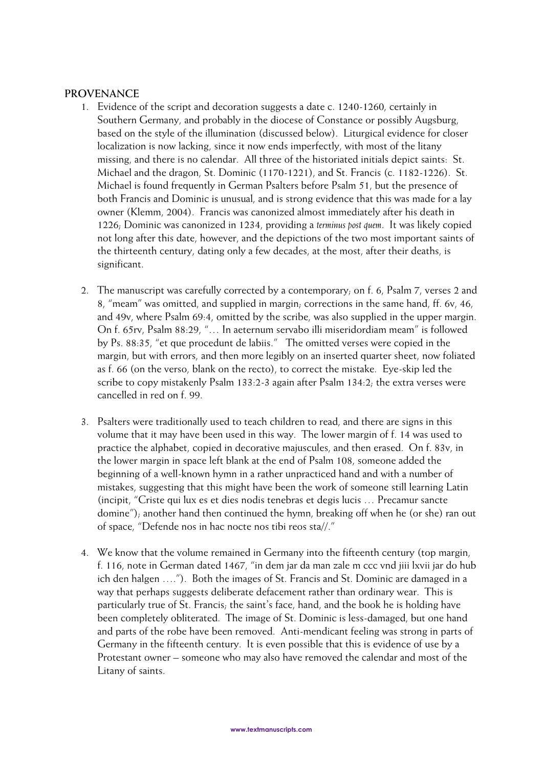## PROVENANCE

1. Evidence of the script and decoration suggests a date c. 1240-1260, certainly in Southern Germany, and probably in the diocese of Constance or possibly Augsburg, based on the style of the illumination (discussed below). Liturgical evidence for closer localization is now lacking, since it now ends imperfectly, with most of the litany missing, and there is no calendar. All three of the historiated initials depict saints: St. Michael and the dragon, St. Dominic (1170-1221), and St. Francis (c. 1182-1226). St. Michael is found frequently in German Psalters before Psalm 51, but the presence of both Francis and Dominic is unusual, and is strong evidence that this was made for a lay owner (Klemm, 2004). Francis was canonized almost immediately after his death in 1226; Dominic was canonized in 1234, providing a *terminus post quem*. It was likely copied not long after this date, however, and the depictions of the two most important saints of the thirteenth century, dating only a few decades, at the most, after their deaths, is significant.

2. The manuscript was carefully corrected by a contemporary; on f. 6, Psalm 7, verses 2 and 8, "meam" was omitted, and supplied in margin; corrections in the same hand, ff. 6v, 46, and 49v, where Psalm 69:4, omitted by the scribe, was also supplied in the upper margin. On f. 65rv, Psalm 88:29, "… In aeternum servabo illi miseridordiam meam" is followed by Ps. 88:35, "et que procedunt de labiis." The omitted verses were copied in the margin, but with errors, and then more legibly on an inserted quarter sheet, now foliated as f. 66 (on the verso, blank on the recto), to correct the mistake. Eye-skip led the scribe to copy mistakenly Psalm 133:2-3 again after Psalm 134:2; the extra verses were cancelled in red on f. 99.

3. Psalters were traditionally used to teach children to read, and there are signs in this volume that it may have been used in this way. The lower margin of f. 14 was used to practice the alphabet, copied in decorative majuscules, and then erased. On f. 83v, in the lower margin in space left blank at the end of Psalm 108, someone added the beginning of a well-known hymn in a rather unpracticed hand and with a number of mistakes, suggesting that this might have been the work of someone still learning Latin (incipit, "Criste qui lux es et dies nodis tenebras et degis lucis … Precamur sancte domine"); another hand then continued the hymn, breaking off when he (or she) ran out of space, "Defende nos in hac nocte nos tibi reos sta//."

4. We know that the volume remained in Germany into the fifteenth century (top margin, f. 116, note in German dated 1467, "in dem jar da man zale m ccc vnd jiii lxvii jar do hub ich den halgen ….") . Both the images of St. Francis and St. Dominic are damaged in a way that perhaps suggests deliberate defacement rather than ordinary wear. This is particularly true of St. Francis; the saint's face, hand, and the book he is holding have been completely obliterated. The image of St. Dominic is less-damaged, but one hand and parts of the robe have been removed. Anti-mendicant feeling was strong in parts of Germany in the fifteenth century. It is even possible that this is evidence of use by a Protestant owner – someone who may also have removed the calendar and most of the Litany of saints.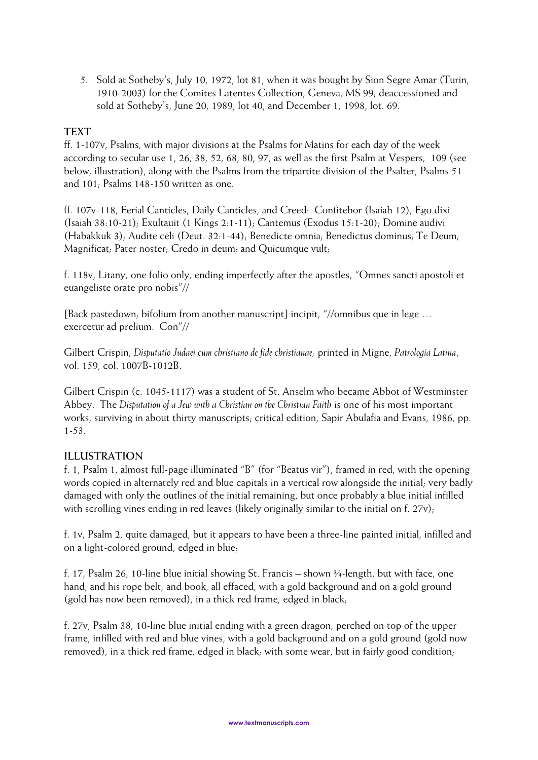5. Sold at Sotheby's, July 10, 1972, lot 81, when it was bought by Sion Segre Amar (Turin, 1910-2003) for the Comites Latentes Collection, Geneva, MS 99; deaccessioned and sold at Sotheby's, June 20, 1989, lot 40, and December 1, 1998, lot. 69.

## TEXT

ff. 1-107v, Psalms, with major divisions at the Psalms for Matins for each day of the week according to secular use 1, 26, 38, 52, 68, 80, 97, as well as the first Psalm at Vespers, 109 (see below, illustration), along with the Psalms from the tripartite division of the Psalter, Psalms 51 and 101; Psalms 148-150 written as one.

ff. 107v-118, Ferial Canticles, Daily Canticles, and Creed: Confitebor (Isaiah 12); Ego dixi (Isaiah 38:10-21); Exultauit (1 Kings 2:1-11); Cantemus (Exodus 15:1-20); Domine audivi (Habakkuk 3); Audite celi (Deut. 32:1-44); Benedicte omnia; Benedictus dominus; Te Deum; Magnificat; Pater noster; Credo in deum; and Quicumque vult;

f. 118v, Litany, one folio only, ending imperfectly after the apostles, "Omnes sancti apostoli et euangeliste orate pro nobis"//

[Back pastedown; bifolium from another manuscript] incipit, "//omnibus que in lege … exercetur ad prelium. Con"//

Gilbert Crispin, *Disputatio Judaei cum christiano de fide christianae*; printed in Migne, *Patrologia Latina*, vol. 159, col. 1007B-1012B.

Gilbert Crispin (c. 1045-1117) was a student of St. Anselm who became Abbot of Westminster Abbey. The *Disputation of a Jew with a Christian on the Christian Faith* is one of his most important works, surviving in about thirty manuscripts; critical edition, Sapir Abulafia and Evans, 1986, pp. 1-53.

## ILLUSTRATION

f. 1, Psalm 1, almost full-page illuminated "B" (for "Beatus vir"), framed in red, with the opening words copied in alternately red and blue capitals in a vertical row alongside the initial; very badly damaged with only the outlines of the initial remaining, but once probably a blue initial infilled with scrolling vines ending in red leaves (likely originally similar to the initial on f. 27v);

f. 1v, Psalm 2, quite damaged, but it appears to have been a three-line painted initial, infilled and on a light-colored ground, edged in blue;

f. 17, Psalm 26, 10-line blue initial showing St. Francis – shown ¾-length, but with face, one hand, and his rope belt, and book, all effaced, with a gold background and on a gold ground (gold has now been removed), in a thick red frame, edged in black;

f. 27v, Psalm 38, 10-line blue initial ending with a green dragon, perched on top of the upper frame, infilled with red and blue vines, with a gold background and on a gold ground (gold now removed), in a thick red frame, edged in black; with some wear, but in fairly good condition;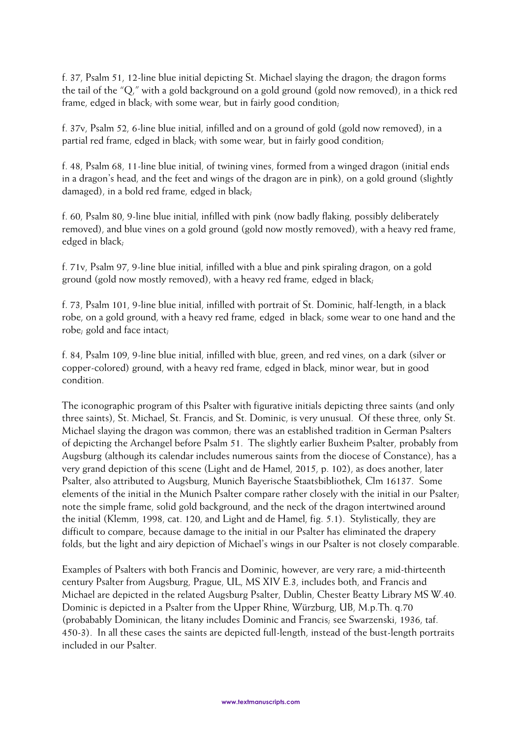f. 37, Psalm 51, 12-line blue initial depicting St. Michael slaying the dragon; the dragon forms the tail of the "Q," with a gold background on a gold ground (gold now removed), in a thick red frame, edged in black; with some wear, but in fairly good condition;

f. 37v, Psalm 52, 6-line blue initial, infilled and on a ground of gold (gold now removed), in a partial red frame, edged in black; with some wear, but in fairly good condition;

f. 48, Psalm 68, 11-line blue initial, of twining vines, formed from a winged dragon (initial ends in a dragon's head, and the feet and wings of the dragon are in pink), on a gold ground (slightly damaged), in a bold red frame, edged in black;

f. 60, Psalm 80, 9-line blue initial, infilled with pink (now badly flaking, possibly deliberately removed), and blue vines on a gold ground (gold now mostly removed), with a heavy red frame, edged in black;

f. 71v, Psalm 97, 9-line blue initial, infilled with a blue and pink spiraling dragon, on a gold ground (gold now mostly removed), with a heavy red frame, edged in black;

f. 73, Psalm 101, 9-line blue initial, infilled with portrait of St. Dominic, half-length, in a black robe, on a gold ground, with a heavy red frame, edged in black; some wear to one hand and the robe; gold and face intact;

f. 84, Psalm 109, 9-line blue initial, infilled with blue, green, and red vines, on a dark (silver or copper-colored) ground, with a heavy red frame, edged in black, minor wear, but in good condition.

The iconographic program of this Psalter with figurative initials depicting three saints (and only three saints), St. Michael, St. Francis, and St. Dominic, is very unusual. Of these three, only St. Michael slaying the dragon was common; there was an established tradition in German Psalters of depicting the Archangel before Psalm 51. The slightly earlier Buxheim Psalter, probably from Augsburg (although its calendar includes numerous saints from the diocese of Constance), has a very grand depiction of this scene (Light and de Hamel, 2015, p. 102), as does another, later Psalter, also attributed to Augsburg, Munich Bayerische Staatsbibliothek, Clm 16137. Some elements of the initial in the Munich Psalter compare rather closely with the initial in our Psalter; note the simple frame, solid gold background, and the neck of the dragon intertwined around the initial (Klemm, 1998, cat. 120, and Light and de Hamel, fig. 5.1). Stylistically, they are difficult to compare, because damage to the initial in our Psalter has eliminated the drapery folds, but the light and airy depiction of Michael's wings in our Psalter is not closely comparable.

Examples of Psalters with both Francis and Dominic, however, are very rare; a mid-thirteenth century Psalter from Augsburg, Prague, UL, MS XIV E.3, includes both, and Francis and Michael are depicted in the related Augsburg Psalter, Dublin, Chester Beatty Library MS W.40. Dominic is depicted in a Psalter from the Upper Rhine, Würzburg, UB, M.p.Th. q.70 (probabably Dominican, the litany includes Dominic and Francis; see Swarzenski, 1936, taf. 450-3). In all these cases the saints are depicted full-length, instead of the bust-length portraits included in our Psalter.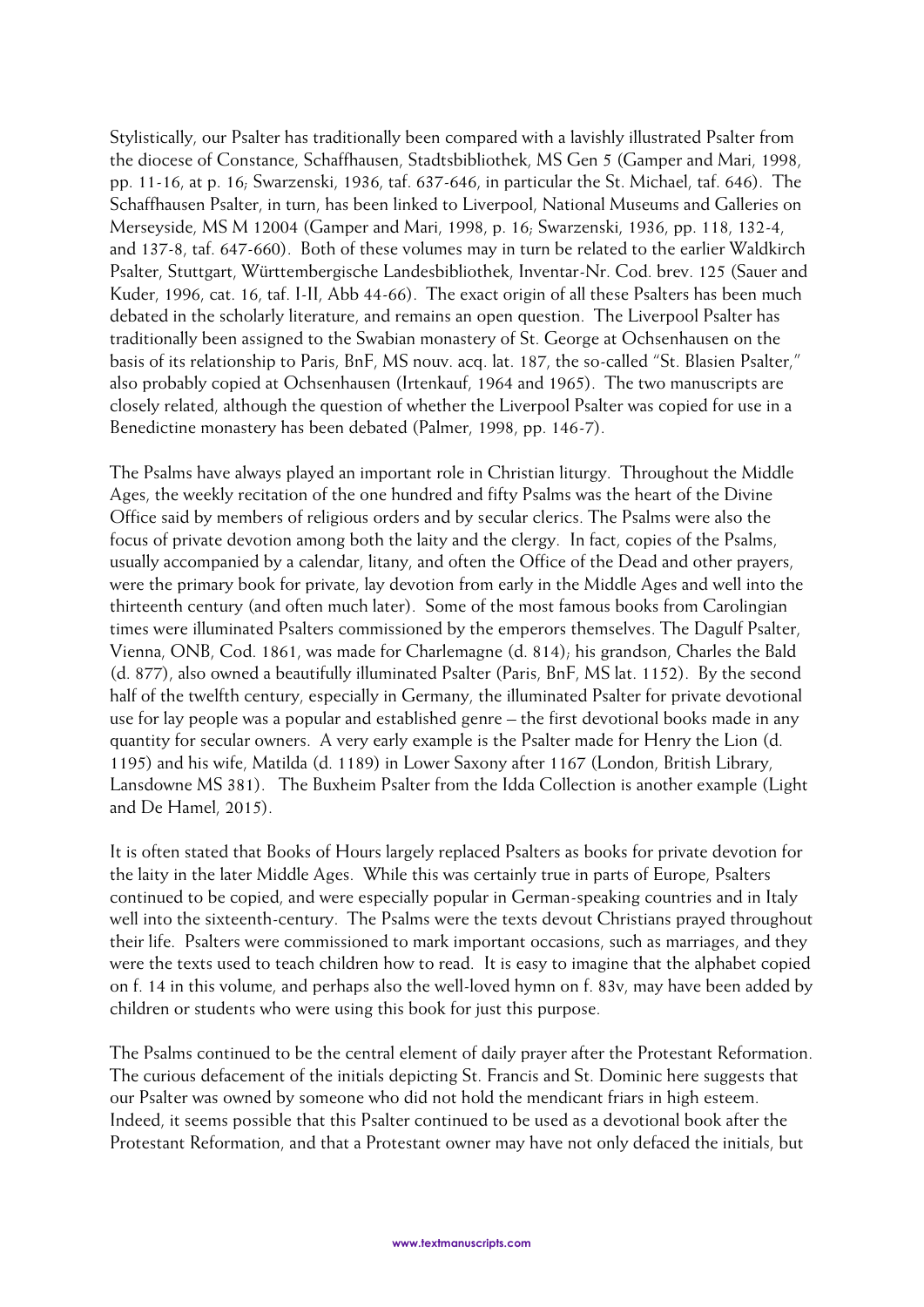Stylistically, our Psalter has traditionally been compared with a lavishly illustrated Psalter from the diocese of Constance, Schaffhausen, Stadtsbibliothek, MS Gen 5 (Gamper and Mari, 1998, pp. 11-16, at p. 16; Swarzenski, 1936, taf. 637-646, in particular the St. Michael, taf. 646). The Schaffhausen Psalter, in turn, has been linked to Liverpool, National Museums and Galleries on Merseyside, MS M 12004 (Gamper and Mari, 1998, p. 16; Swarzenski, 1936, pp. 118, 132-4, and 137-8, taf. 647-660). Both of these volumes may in turn be related to the earlier Waldkirch Psalter, Stuttgart, Württembergische Landesbibliothek, Inventar-Nr. Cod. brev. 125 (Sauer and Kuder, 1996, cat. 16, taf. I-II, Abb 44-66). The exact origin of all these Psalters has been much debated in the scholarly literature, and remains an open question. The Liverpool Psalter has traditionally been assigned to the Swabian monastery of St. George at Ochsenhausen on the basis of its relationship to Paris, BnF, MS nouv. acq. lat. 187, the so-called "St. Blasien Psalter," also probably copied at Ochsenhausen (Irtenkauf, 1964 and 1965). The two manuscripts are closely related, although the question of whether the Liverpool Psalter was copied for use in a Benedictine monastery has been debated (Palmer, 1998, pp. 146-7).

The Psalms have always played an important role in Christian liturgy. Throughout the Middle Ages, the weekly recitation of the one hundred and fifty Psalms was the heart of the Divine Office said by members of religious orders and by secular clerics. The Psalms were also the focus of private devotion among both the laity and the clergy. In fact, copies of the Psalms, usually accompanied by a calendar, litany, and often the Office of the Dead and other prayers, were the primary book for private, lay devotion from early in the Middle Ages and well into the thirteenth century (and often much later). Some of the most famous books from Carolingian times were illuminated Psalters commissioned by the emperors themselves. The Dagulf Psalter, Vienna, ONB, Cod. 1861, was made for Charlemagne (d. 814); his grandson, Charles the Bald (d. 877), also owned a beautifully illuminated Psalter (Paris, BnF, MS lat. 1152). By the second half of the twelfth century, especially in Germany, the illuminated Psalter for private devotional use for lay people was a popular and established genre – the first devotional books made in any quantity for secular owners. A very early example is the Psalter made for Henry the Lion (d. 1195) and his wife, Matilda (d. 1189) in Lower Saxony after 1167 (London, British Library, Lansdowne MS 381). The Buxheim Psalter from the Idda Collection is another example (Light and De Hamel, 2015).

It is often stated that Books of Hours largely replaced Psalters as books for private devotion for the laity in the later Middle Ages. While this was certainly true in parts of Europe, Psalters continued to be copied, and were especially popular in German-speaking countries and in Italy well into the sixteenth-century. The Psalms were the texts devout Christians prayed throughout their life. Psalters were commissioned to mark important occasions, such as marriages, and they were the texts used to teach children how to read. It is easy to imagine that the alphabet copied on f. 14 in this volume, and perhaps also the well-loved hymn on f. 83v, may have been added by children or students who were using this book for just this purpose.

The Psalms continued to be the central element of daily prayer after the Protestant Reformation. The curious defacement of the initials depicting St. Francis and St. Dominic here suggests that our Psalter was owned by someone who did not hold the mendicant friars in high esteem. Indeed, it seems possible that this Psalter continued to be used as a devotional book after the Protestant Reformation, and that a Protestant owner may have not only defaced the initials, but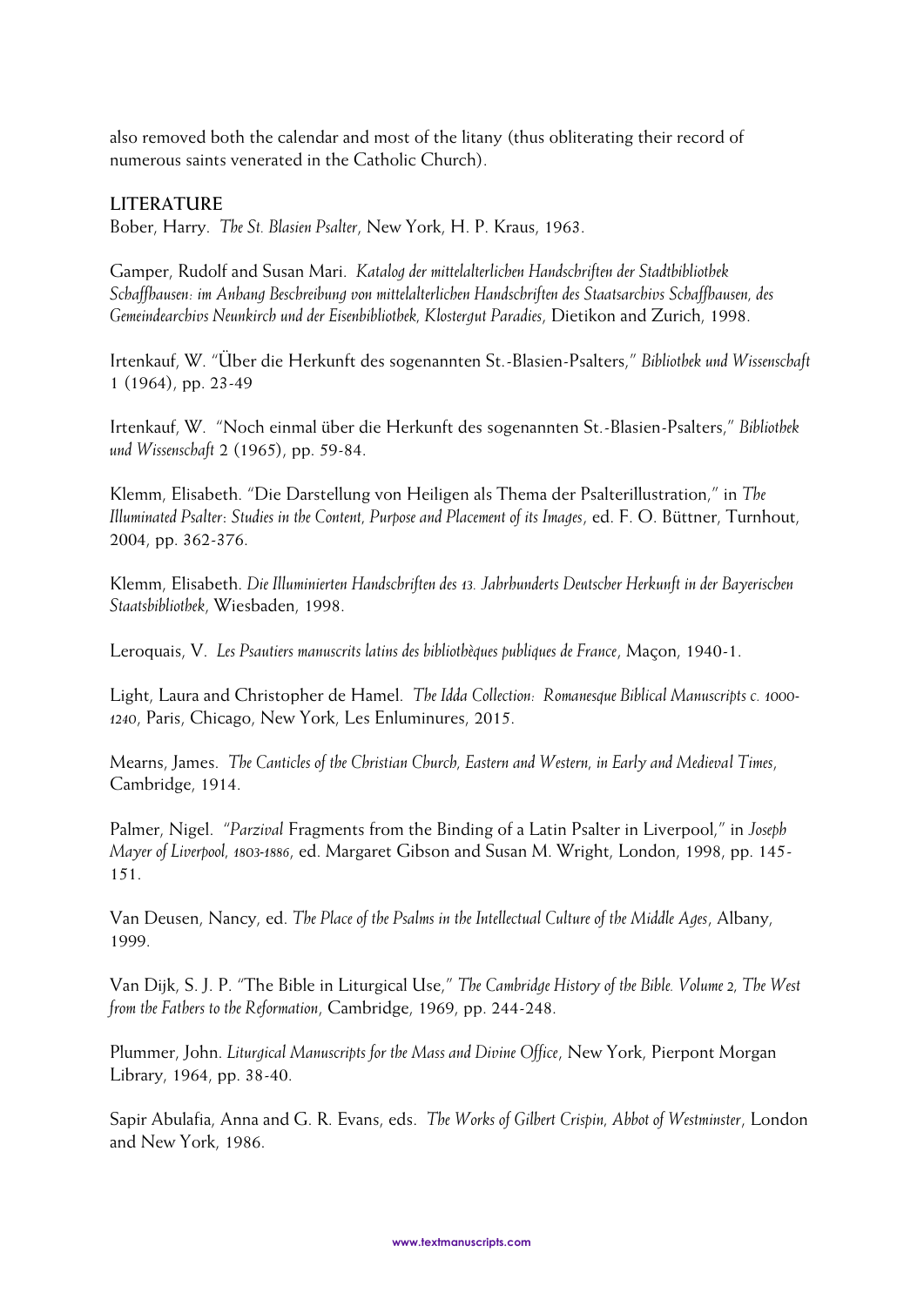also removed both the calendar and most of the litany (thus obliterating their record of numerous saints venerated in the Catholic Church).

## LITERATURE

Bober, Harry. *The St. Blasien Psalter*, New York, H. P. Kraus, 1963.

Gamper, Rudolf and Susan Mari. *Katalog der mittelalterlichen Handschriften der Stadtbibliothek Schaffhausen: im Anhang Beschreibung von mittelalterlichen Handschriften des Staatsarchivs Schaffhausen, des Gemeindearchivs Neunkirch und der Eisenbibliothek, Klostergut Paradies*, Dietikon and Zurich, 1998.

Irtenkauf, W. "Über die Herkunft des sogenannten St.-Blasien-Psalters," *Bibliothek und Wissenschaft* 1 (1964), pp. 23-49

Irtenkauf, W. "Noch einmal über die Herkunft des sogenannten St.-Blasien-Psalters," *Bibliothek und Wissenschaft* 2 (1965), pp. 59-84.

Klemm, Elisabeth. "Die Darstellung von Heiligen als Thema der Psalterillustration," in *The Illuminated Psalter: Studies in the Content, Purpose and Placement of its Images*, ed. F. O. Büttner, Turnhout, 2004, pp. 362-376.

Klemm, Elisabeth. *Die Illuminierten Handschriften des 13. Jahrhunderts Deutscher Herkunft in der Bayerischen Staatsbibliothek*, Wiesbaden, 1998.

Leroquais, V. *Les Psautiers manuscrits latins des bibliothèques publiques de France*, Maçon, 1940-1.

Light, Laura and Christopher de Hamel. *The Idda Collection: Romanesque Biblical Manuscripts c. 1000-1240*, Paris, Chicago, New York, Les Enluminures, 2015.

Mearns, James. *The Canticles of the Christian Church, Eastern and Western, in Early and Medieval Times*, Cambridge, 1914.

Palmer, Nigel. "*Parzival* Fragments from the Binding of a Latin Psalter in Liverpool," in *Joseph Mayer of Liverpool, 1803-1886*, ed. Margaret Gibson and Susan M. Wright, London, 1998, pp. 145-151.

Van Deusen, Nancy, ed. *The Place of the Psalms in the Intellectual Culture of the Middle Ages*, Albany, 1999.

Van Dijk, S. J. P. "The Bible in Liturgical Use," *The Cambridge History of the Bible. Volume 2, The West from the Fathers to the Reformation*, Cambridge, 1969, pp. 244-248.

Plummer, John. *Liturgical Manuscripts for the Mass and Divine Office*, New York, Pierpont Morgan Library, 1964, pp. 38-40.

Sapir Abulafia, Anna and G. R. Evans, eds. *The Works of Gilbert Crispin, Abbot of Westminster*, London and New York, 1986.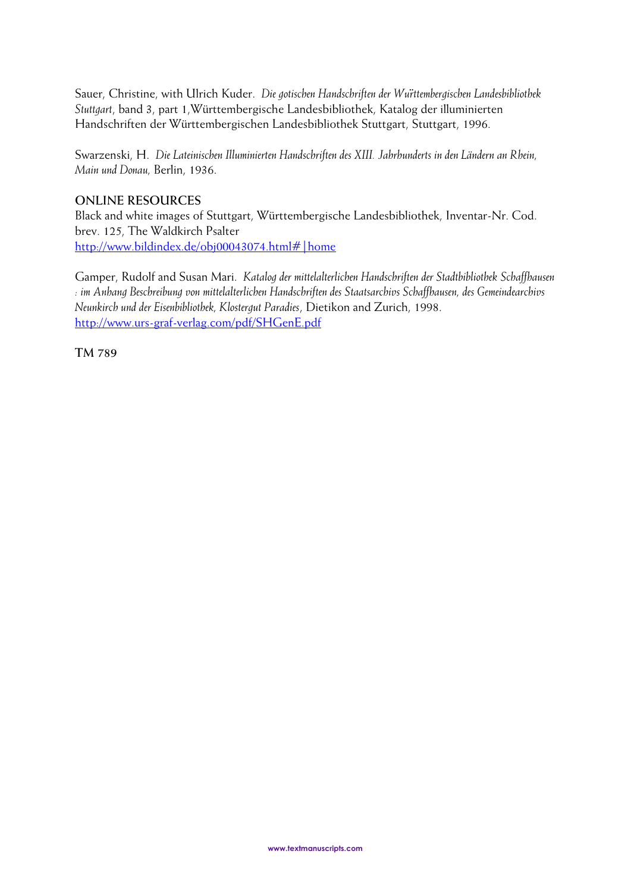Sauer, Christine, with Ulrich Kuder. *Die gotischen Handschriften der Württembergischen Landesbibliothek Stuttgart*, band 3, part 1,Württembergische Landesbibliothek, Katalog der illuminierten Handschriften der Württembergischen Landesbibliothek Stuttgart, Stuttgart, 1996.

Swarzenski, H. *Die Lateinischen Illuminierten Handschriften des XIII. Jahrhunderts in den Ländern an Rhein, Main und Donau,* Berlin, 1936.

**ONLINE RESOURCES**

Black and white images of Stuttgart, Württembergische Landesbibliothek, Inventar-Nr. Cod. brev. 125, The Waldkirch Psalter
http://www.bildindex.de/obj00043074.html#|home

Gamper, Rudolf and Susan Mari. *Katalog der mittelalterlichen Handschriften der Stadtbibliothek Schaffhausen : im Anhang Beschreibung von mittelalterlichen Handschriften des Staatsarchivs Schaffhausen, des Gemeindearchivs Neunkirch und der Eisenbibliothek, Klostergut Paradies*, Dietikon and Zurich, 1998.
http://www.urs-graf-verlag.com/pdf/SHGenE.pdf

**TM 789**